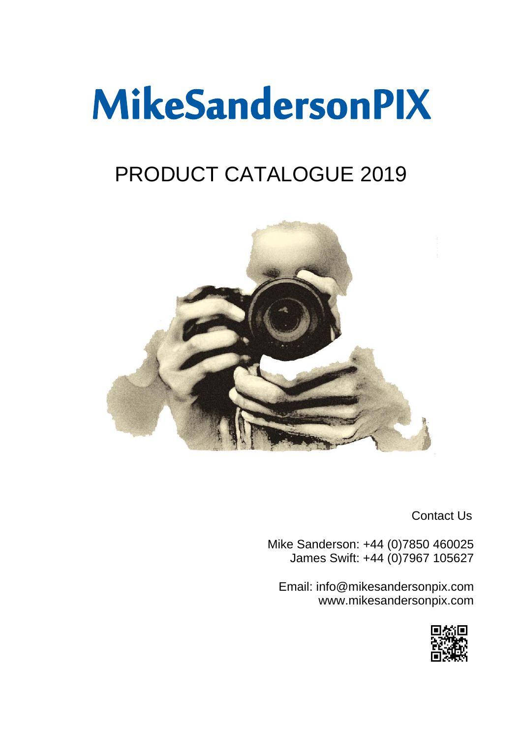# MikeSandersonPIX

## PRODUCT CATALOGUE 2019

Contact Us

Mike Sanderson: +44 (0)7850 460025
James Swift: +44 (0)7967 105627

Email: info@mikesandersonpix.com
www.mikesandersonpix.com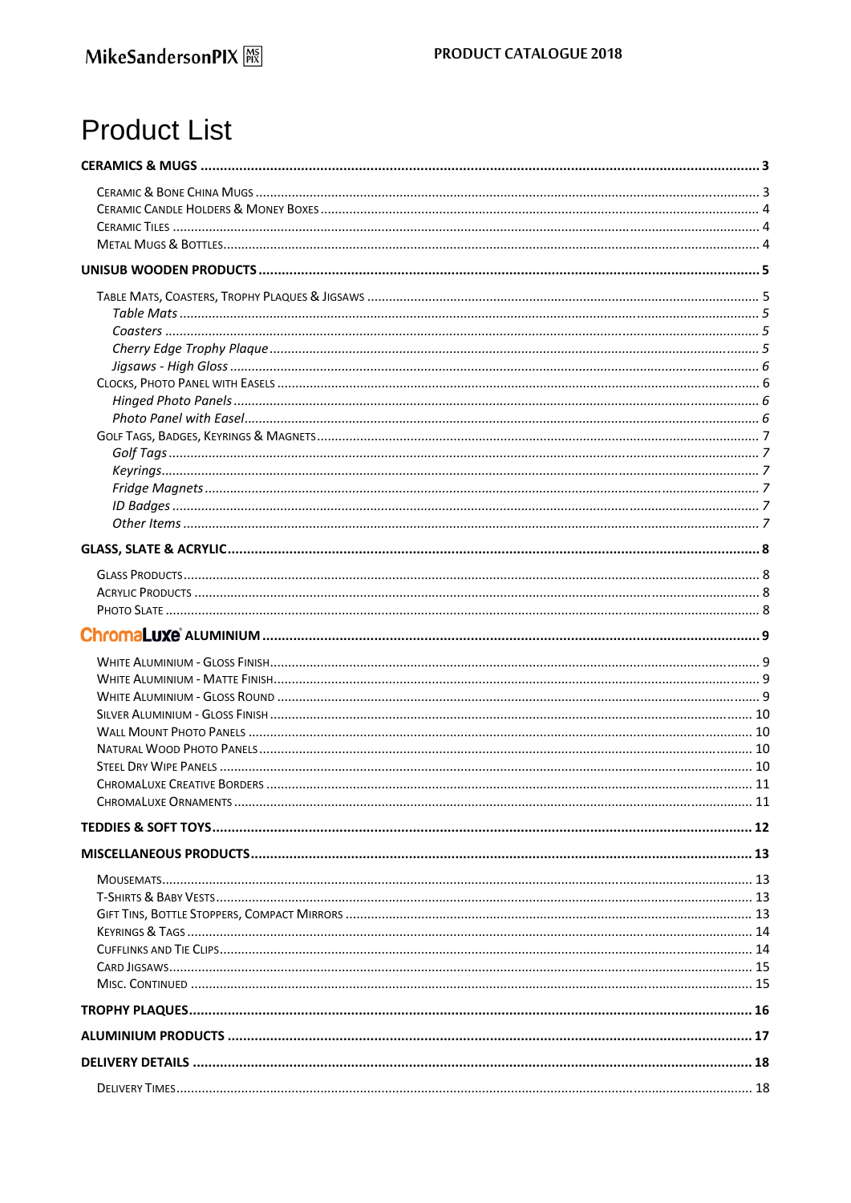# Product List

**CERAMICS & MUGS** ........ 3

- Ceramic & Bone China Mugs ........ 3
- Ceramic Candle Holders & Money Boxes ........ 4
- Ceramic Tiles ........ 4
- Metal Mugs & Bottles ........ 4

**UNISUB WOODEN PRODUCTS** ........ 5

- Table Mats, Coasters, Trophy Plaques & Jigsaws ........ 5
  - *Table Mats* ........ 5
  - *Coasters* ........ 5
  - *Cherry Edge Trophy Plaque* ........ 5
  - *Jigsaws - High Gloss* ........ 6
- Clocks, Photo Panel with Easels ........ 6
  - *Hinged Photo Panels* ........ 6
  - *Photo Panel with Easel* ........ 6
- Golf Tags, Badges, Keyrings & Magnets ........ 7
  - *Golf Tags* ........ 7
  - *Keyrings* ........ 7
  - *Fridge Magnets* ........ 7
  - *ID Badges* ........ 7
  - *Other Items* ........ 7

**GLASS, SLATE & ACRYLIC** ........ 8

- Glass Products ........ 8
- Acrylic Products ........ 8
- Photo Slate ........ 8

**ChromaLuxe ALUMINIUM** ........ 9

- White Aluminium - Gloss Finish ........ 9
- White Aluminium - Matte Finish ........ 9
- White Aluminium - Gloss Round ........ 9
- Silver Aluminium - Gloss Finish ........ 10
- Wall Mount Photo Panels ........ 10
- Natural Wood Photo Panels ........ 10
- Steel Dry Wipe Panels ........ 10
- ChromaLuxe Creative Borders ........ 11
- ChromaLuxe Ornaments ........ 11

**TEDDIES & SOFT TOYS** ........ 12

**MISCELLANEOUS PRODUCTS** ........ 13

- Mousemats ........ 13
- T-Shirts & Baby Vests ........ 13
- Gift Tins, Bottle Stoppers, Compact Mirrors ........ 13
- Keyrings & Tags ........ 14
- Cufflinks and Tie Clips ........ 14
- Card Jigsaws ........ 15
- Misc. Continued ........ 15

**TROPHY PLAQUES** ........ 16

**ALUMINIUM PRODUCTS** ........ 17

**DELIVERY DETAILS** ........ 18

- Delivery Times ........ 18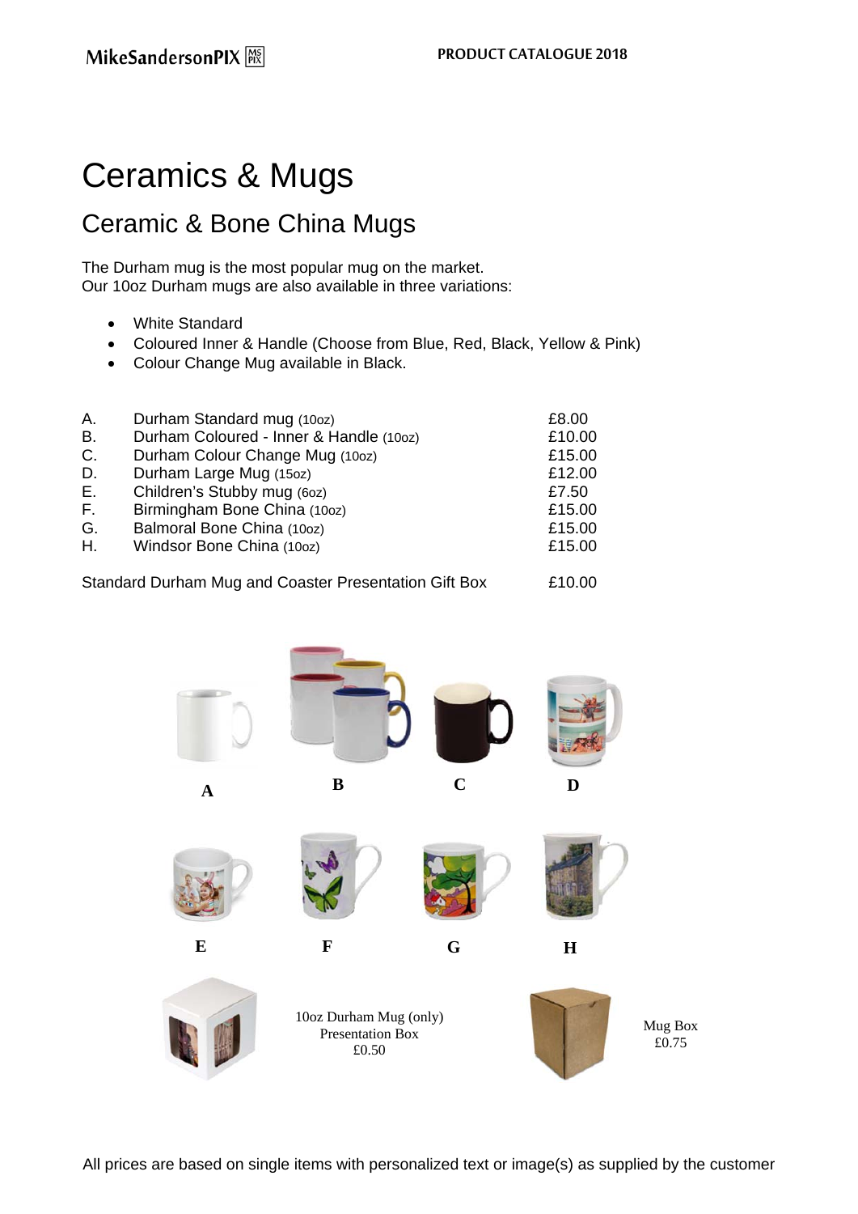# Ceramics & Mugs

## Ceramic & Bone China Mugs

The Durham mug is the most popular mug on the market.
Our 10oz Durham mugs are also available in three variations:

- White Standard
- Coloured Inner & Handle (Choose from Blue, Red, Black, Yellow & Pink)
- Colour Change Mug available in Black.

| | | |
|---|---|---|
| A. | Durham Standard mug (10oz) | £8.00 |
| B. | Durham Coloured - Inner & Handle (10oz) | £10.00 |
| C. | Durham Colour Change Mug (10oz) | £15.00 |
| D. | Durham Large Mug (15oz) | £12.00 |
| E. | Children's Stubby mug (6oz) | £7.50 |
| F. | Birmingham Bone China (10oz) | £15.00 |
| G. | Balmoral Bone China (10oz) | £15.00 |
| H. | Windsor Bone China (10oz) | £15.00 |

Standard Durham Mug and Coaster Presentation Gift Box £10.00

A B C D

E F G H

10oz Durham Mug (only)
Presentation Box
£0.50

Mug Box
£0.75

All prices are based on single items with personalized text or image(s) as supplied by the customer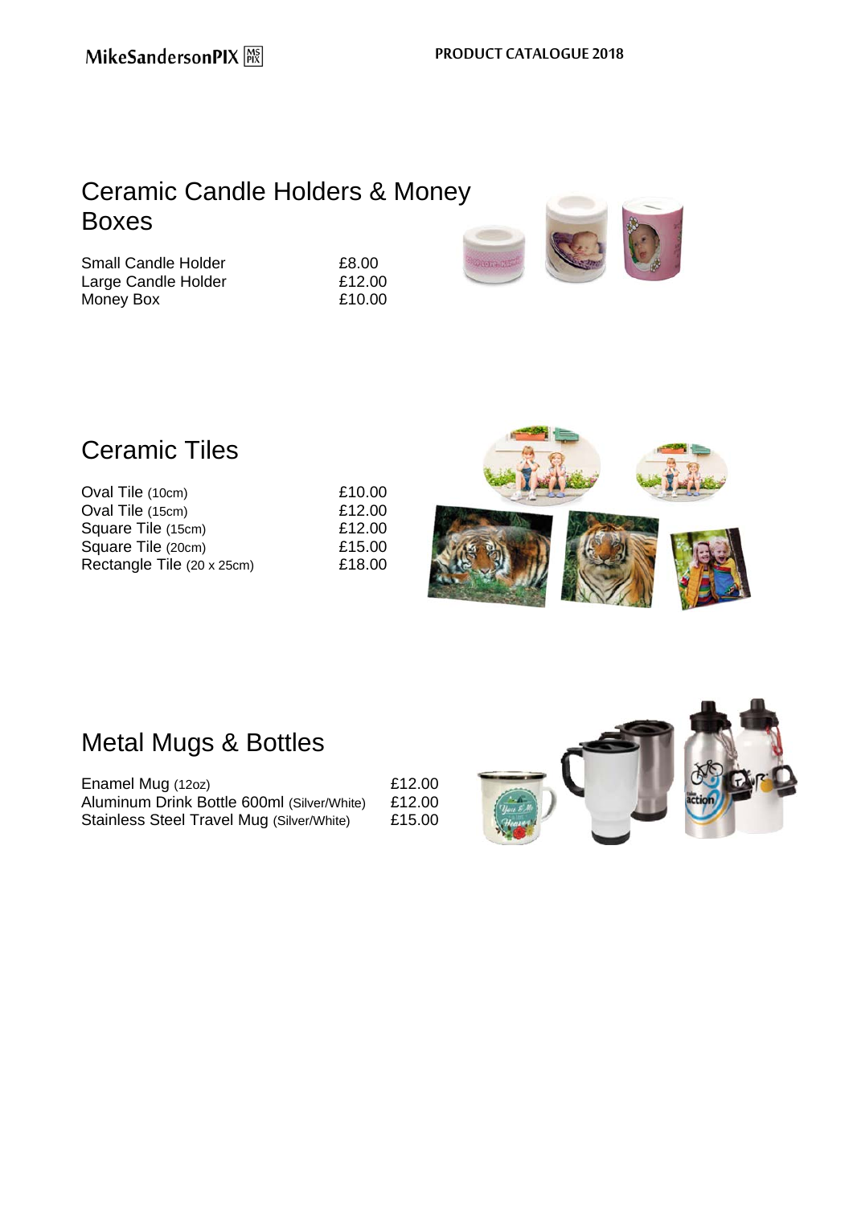## Ceramic Candle Holders & Money Boxes

| | |
|---|---|
| Small Candle Holder | £8.00 |
| Large Candle Holder | £12.00 |
| Money Box | £10.00 |

## Ceramic Tiles

| | |
|---|---|
| Oval Tile (10cm) | £10.00 |
| Oval Tile (15cm) | £12.00 |
| Square Tile (15cm) | £12.00 |
| Square Tile (20cm) | £15.00 |
| Rectangle Tile (20 x 25cm) | £18.00 |

## Metal Mugs & Bottles

| | |
|---|---|
| Enamel Mug (12oz) | £12.00 |
| Aluminum Drink Bottle 600ml (Silver/White) | £12.00 |
| Stainless Steel Travel Mug (Silver/White) | £15.00 |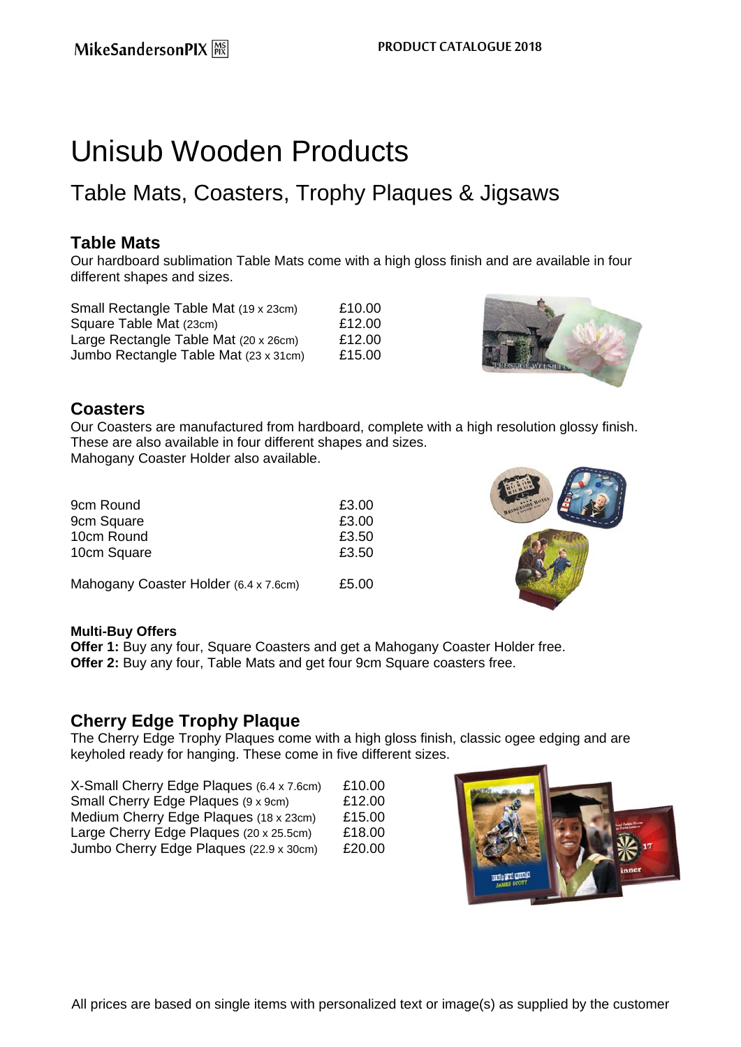# Unisub Wooden Products

## Table Mats, Coasters, Trophy Plaques & Jigsaws

### Table Mats

Our hardboard sublimation Table Mats come with a high gloss finish and are available in four different shapes and sizes.

| | |
|---|---|
| Small Rectangle Table Mat (19 x 23cm) | £10.00 |
| Square Table Mat (23cm) | £12.00 |
| Large Rectangle Table Mat (20 x 26cm) | £12.00 |
| Jumbo Rectangle Table Mat (23 x 31cm) | £15.00 |

### Coasters

Our Coasters are manufactured from hardboard, complete with a high resolution glossy finish. These are also available in four different shapes and sizes.
Mahogany Coaster Holder also available.

| | |
|---|---|
| 9cm Round | £3.00 |
| 9cm Square | £3.00 |
| 10cm Round | £3.50 |
| 10cm Square | £3.50 |
| Mahogany Coaster Holder (6.4 x 7.6cm) | £5.00 |

**Multi-Buy Offers**

**Offer 1:** Buy any four, Square Coasters and get a Mahogany Coaster Holder free.
**Offer 2:** Buy any four, Table Mats and get four 9cm Square coasters free.

### Cherry Edge Trophy Plaque

The Cherry Edge Trophy Plaques come with a high gloss finish, classic ogee edging and are keyholed ready for hanging. These come in five different sizes.

| | |
|---|---|
| X-Small Cherry Edge Plaques (6.4 x 7.6cm) | £10.00 |
| Small Cherry Edge Plaques (9 x 9cm) | £12.00 |
| Medium Cherry Edge Plaques (18 x 23cm) | £15.00 |
| Large Cherry Edge Plaques (20 x 25.5cm) | £18.00 |
| Jumbo Cherry Edge Plaques (22.9 x 30cm) | £20.00 |

All prices are based on single items with personalized text or image(s) as supplied by the customer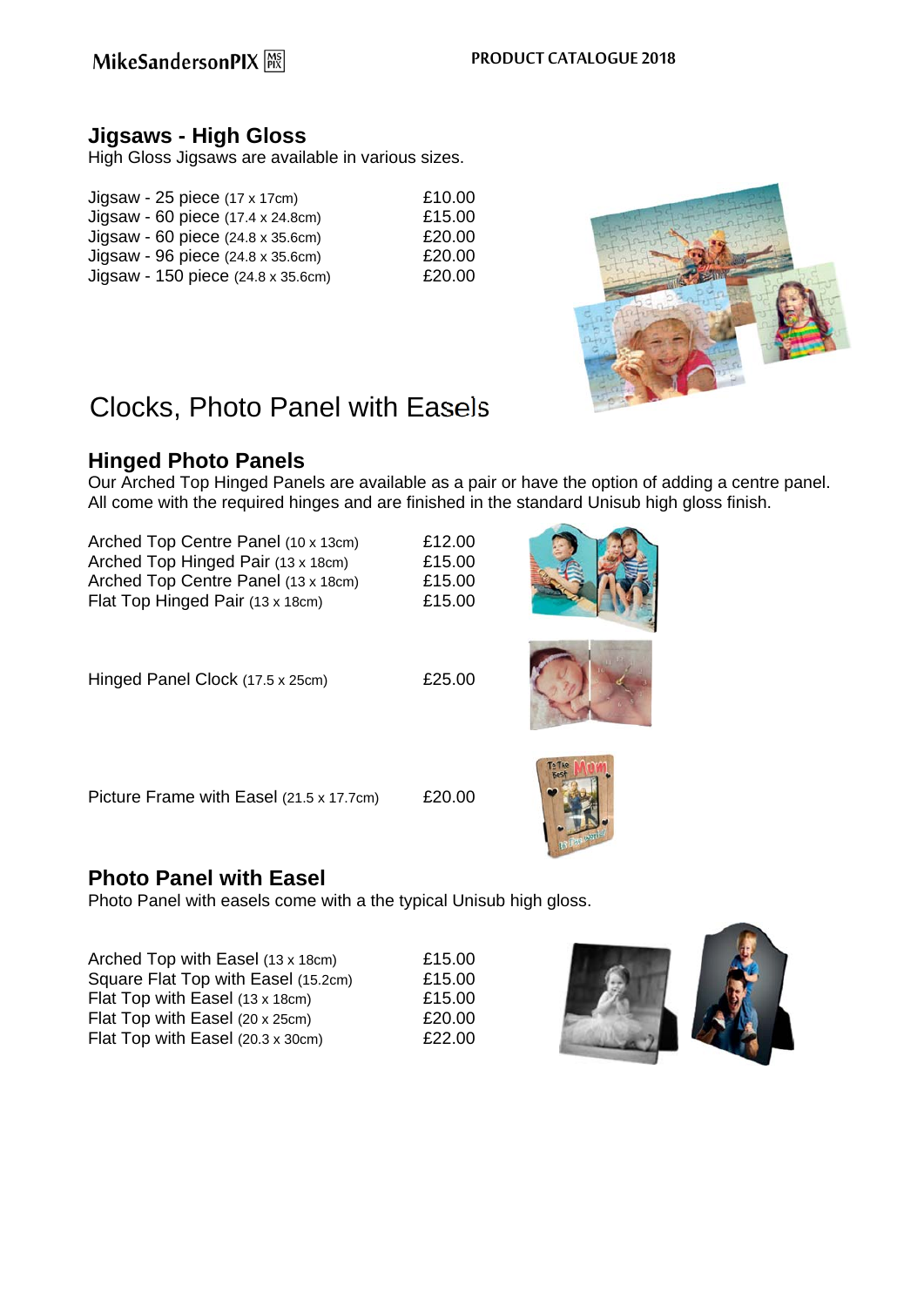## Jigsaws - High Gloss

High Gloss Jigsaws are available in various sizes.

| | |
|---|---|
| Jigsaw - 25 piece (17 x 17cm) | £10.00 |
| Jigsaw - 60 piece (17.4 x 24.8cm) | £15.00 |
| Jigsaw - 60 piece (24.8 x 35.6cm) | £20.00 |
| Jigsaw - 96 piece (24.8 x 35.6cm) | £20.00 |
| Jigsaw - 150 piece (24.8 x 35.6cm) | £20.00 |

# Clocks, Photo Panel with Easels

## Hinged Photo Panels

Our Arched Top Hinged Panels are available as a pair or have the option of adding a centre panel. All come with the required hinges and are finished in the standard Unisub high gloss finish.

| | |
|---|---|
| Arched Top Centre Panel (10 x 13cm) | £12.00 |
| Arched Top Hinged Pair (13 x 18cm) | £15.00 |
| Arched Top Centre Panel (13 x 18cm) | £15.00 |
| Flat Top Hinged Pair (13 x 18cm) | £15.00 |
| Hinged Panel Clock (17.5 x 25cm) | £25.00 |
| Picture Frame with Easel (21.5 x 17.7cm) | £20.00 |

## Photo Panel with Easel

Photo Panel with easels come with a the typical Unisub high gloss.

| | |
|---|---|
| Arched Top with Easel (13 x 18cm) | £15.00 |
| Square Flat Top with Easel (15.2cm) | £15.00 |
| Flat Top with Easel (13 x 18cm) | £15.00 |
| Flat Top with Easel (20 x 25cm) | £20.00 |
| Flat Top with Easel (20.3 x 30cm) | £22.00 |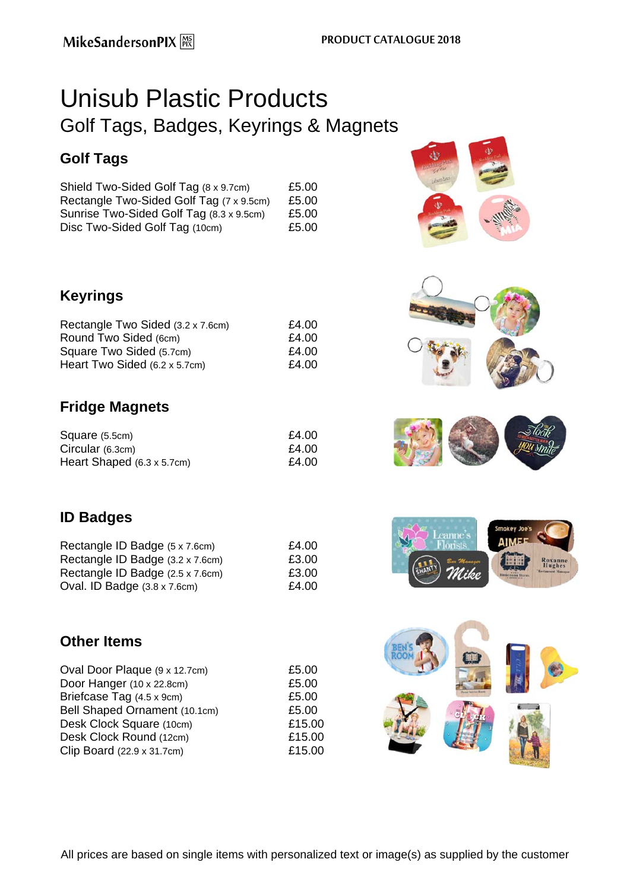# Unisub Plastic Products

## Golf Tags, Badges, Keyrings & Magnets

### Golf Tags

| | |
|---|---|
| Shield Two-Sided Golf Tag (8 x 9.7cm) | £5.00 |
| Rectangle Two-Sided Golf Tag (7 x 9.5cm) | £5.00 |
| Sunrise Two-Sided Golf Tag (8.3 x 9.5cm) | £5.00 |
| Disc Two-Sided Golf Tag (10cm) | £5.00 |

### Keyrings

| | |
|---|---|
| Rectangle Two Sided (3.2 x 7.6cm) | £4.00 |
| Round Two Sided (6cm) | £4.00 |
| Square Two Sided (5.7cm) | £4.00 |
| Heart Two Sided (6.2 x 5.7cm) | £4.00 |

### Fridge Magnets

| | |
|---|---|
| Square (5.5cm) | £4.00 |
| Circular (6.3cm) | £4.00 |
| Heart Shaped (6.3 x 5.7cm) | £4.00 |

### ID Badges

| | |
|---|---|
| Rectangle ID Badge (5 x 7.6cm) | £4.00 |
| Rectangle ID Badge (3.2 x 7.6cm) | £3.00 |
| Rectangle ID Badge (2.5 x 7.6cm) | £3.00 |
| Oval. ID Badge (3.8 x 7.6cm) | £4.00 |

### Other Items

| | |
|---|---|
| Oval Door Plaque (9 x 12.7cm) | £5.00 |
| Door Hanger (10 x 22.8cm) | £5.00 |
| Briefcase Tag (4.5 x 9cm) | £5.00 |
| Bell Shaped Ornament (10.1cm) | £5.00 |
| Desk Clock Square (10cm) | £15.00 |
| Desk Clock Round (12cm) | £15.00 |
| Clip Board (22.9 x 31.7cm) | £15.00 |

All prices are based on single items with personalized text or image(s) as supplied by the customer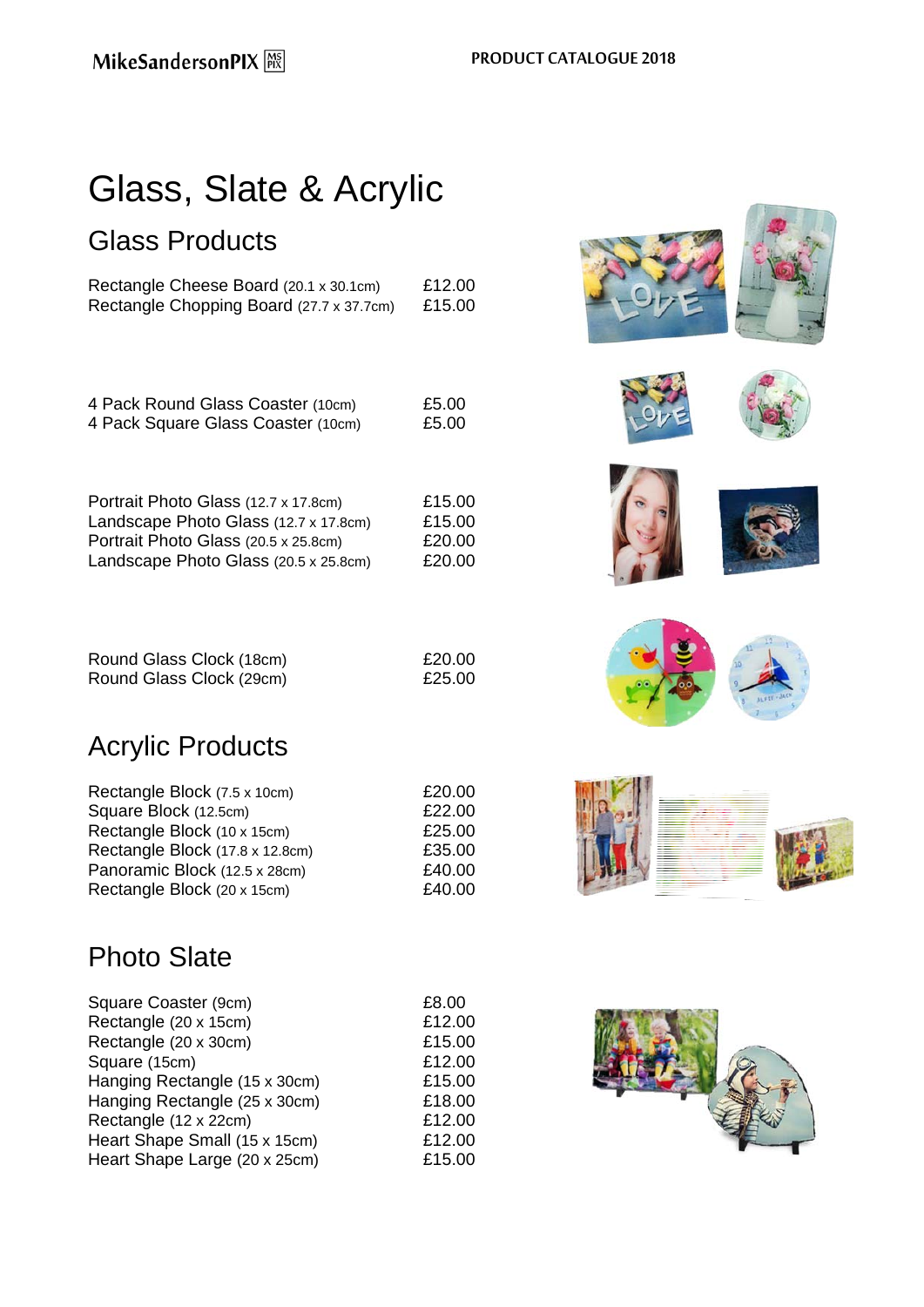# Glass, Slate & Acrylic

## Glass Products

| | |
|---|---|
| Rectangle Cheese Board (20.1 x 30.1cm) | £12.00 |
| Rectangle Chopping Board (27.7 x 37.7cm) | £15.00 |
| 4 Pack Round Glass Coaster (10cm) | £5.00 |
| 4 Pack Square Glass Coaster (10cm) | £5.00 |
| Portrait Photo Glass (12.7 x 17.8cm) | £15.00 |
| Landscape Photo Glass (12.7 x 17.8cm) | £15.00 |
| Portrait Photo Glass (20.5 x 25.8cm) | £20.00 |
| Landscape Photo Glass (20.5 x 25.8cm) | £20.00 |
| Round Glass Clock (18cm) | £20.00 |
| Round Glass Clock (29cm) | £25.00 |

## Acrylic Products

| | |
|---|---|
| Rectangle Block (7.5 x 10cm) | £20.00 |
| Square Block (12.5cm) | £22.00 |
| Rectangle Block (10 x 15cm) | £25.00 |
| Rectangle Block (17.8 x 12.8cm) | £35.00 |
| Panoramic Block (12.5 x 28cm) | £40.00 |
| Rectangle Block (20 x 15cm) | £40.00 |

## Photo Slate

| | |
|---|---|
| Square Coaster (9cm) | £8.00 |
| Rectangle (20 x 15cm) | £12.00 |
| Rectangle (20 x 30cm) | £15.00 |
| Square (15cm) | £12.00 |
| Hanging Rectangle (15 x 30cm) | £15.00 |
| Hanging Rectangle (25 x 30cm) | £18.00 |
| Rectangle (12 x 22cm) | £12.00 |
| Heart Shape Small (15 x 15cm) | £12.00 |
| Heart Shape Large (20 x 25cm) | £15.00 |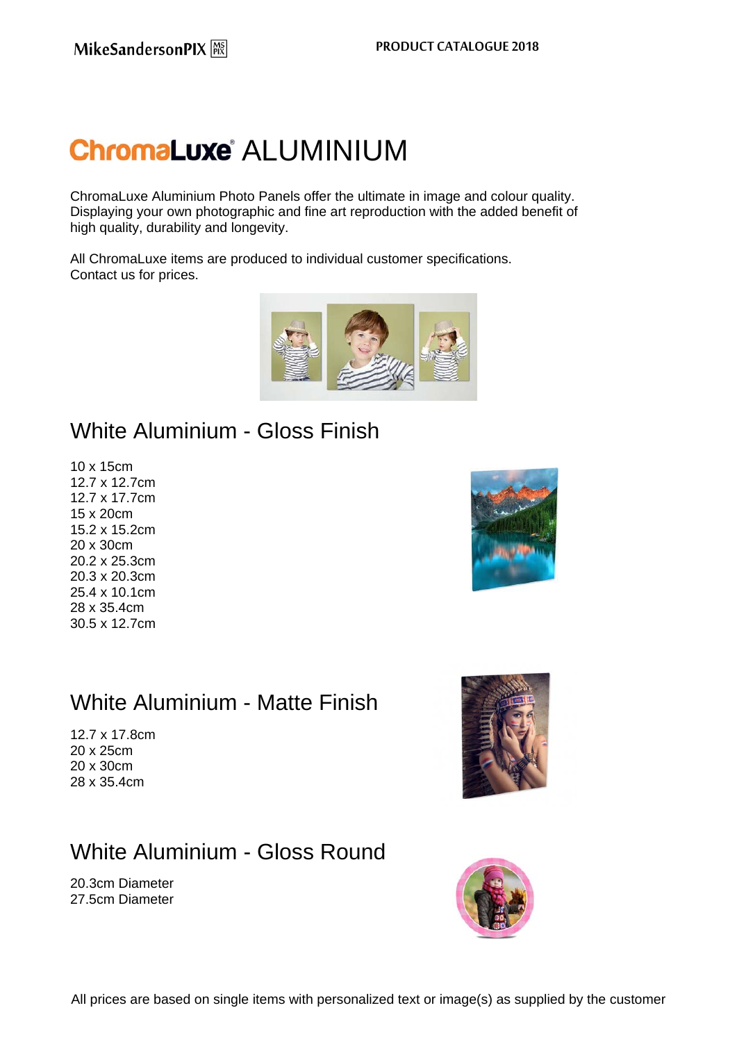# ChromaLuxe® ALUMINIUM

ChromaLuxe Aluminium Photo Panels offer the ultimate in image and colour quality. Displaying your own photographic and fine art reproduction with the added benefit of high quality, durability and longevity.

All ChromaLuxe items are produced to individual customer specifications.
Contact us for prices.

## White Aluminium - Gloss Finish

10 x 15cm
12.7 x 12.7cm
12.7 x 17.7cm
15 x 20cm
15.2 x 15.2cm
20 x 30cm
20.2 x 25.3cm
20.3 x 20.3cm
25.4 x 10.1cm
28 x 35.4cm
30.5 x 12.7cm

## White Aluminium - Matte Finish

12.7 x 17.8cm
20 x 25cm
20 x 30cm
28 x 35.4cm

## White Aluminium - Gloss Round

20.3cm Diameter
27.5cm Diameter

All prices are based on single items with personalized text or image(s) as supplied by the customer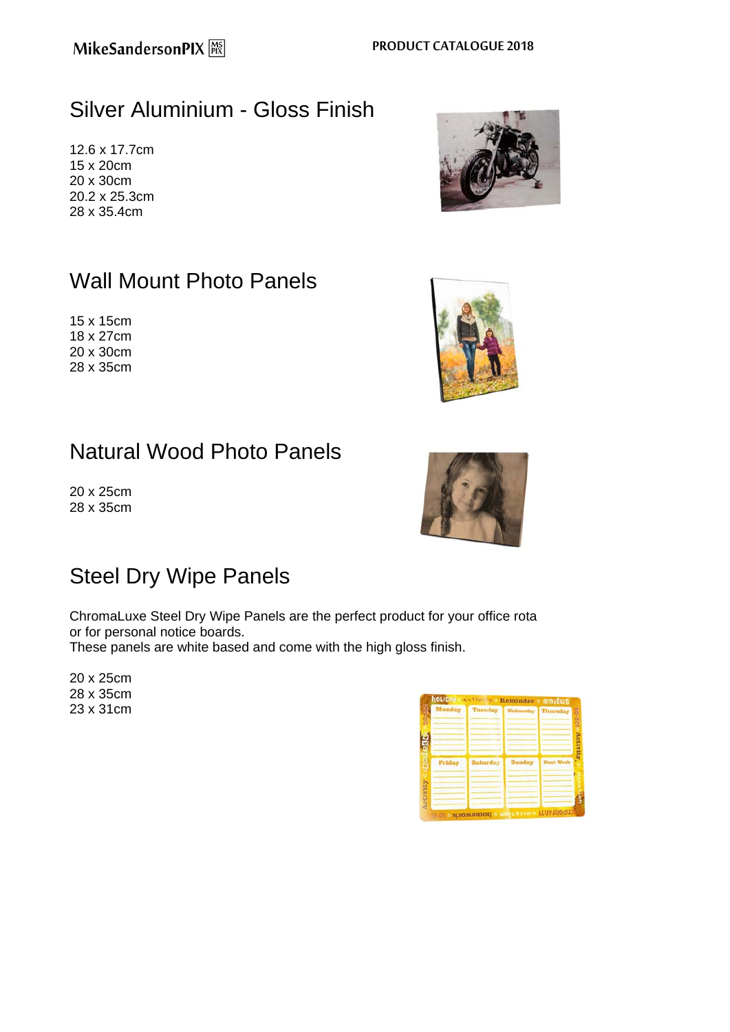# Silver Aluminium - Gloss Finish

12.6 x 17.7cm
15 x 20cm
20 x 30cm
20.2 x 25.3cm
28 x 35.4cm

# Wall Mount Photo Panels

15 x 15cm
18 x 27cm
20 x 30cm
28 x 35cm

# Natural Wood Photo Panels

20 x 25cm
28 x 35cm

# Steel Dry Wipe Panels

ChromaLuxe Steel Dry Wipe Panels are the perfect product for your office rota or for personal notice boards.
These panels are white based and come with the high gloss finish.

20 x 25cm
28 x 35cm
23 x 31cm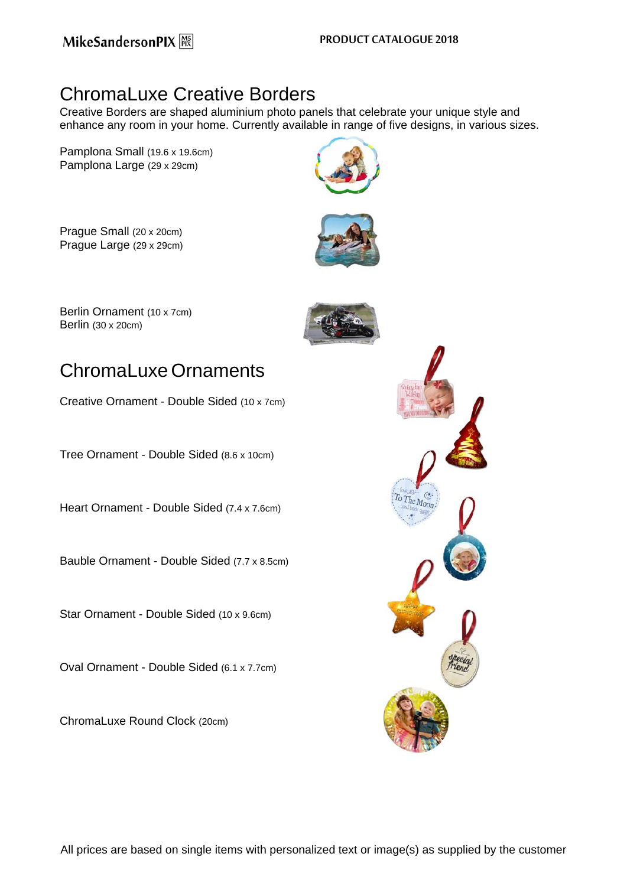# ChromaLuxe Creative Borders

Creative Borders are shaped aluminium photo panels that celebrate your unique style and enhance any room in your home. Currently available in range of five designs, in various sizes.

Pamplona Small (19.6 x 19.6cm)
Pamplona Large (29 x 29cm)

Prague Small (20 x 20cm)
Prague Large (29 x 29cm)

Berlin Ornament (10 x 7cm)
Berlin (30 x 20cm)

# ChromaLuxe Ornaments

Creative Ornament - Double Sided (10 x 7cm)

Tree Ornament - Double Sided (8.6 x 10cm)

Heart Ornament - Double Sided (7.4 x 7.6cm)

Bauble Ornament - Double Sided (7.7 x 8.5cm)

Star Ornament - Double Sided (10 x 9.6cm)

Oval Ornament - Double Sided (6.1 x 7.7cm)

ChromaLuxe Round Clock (20cm)

All prices are based on single items with personalized text or image(s) as supplied by the customer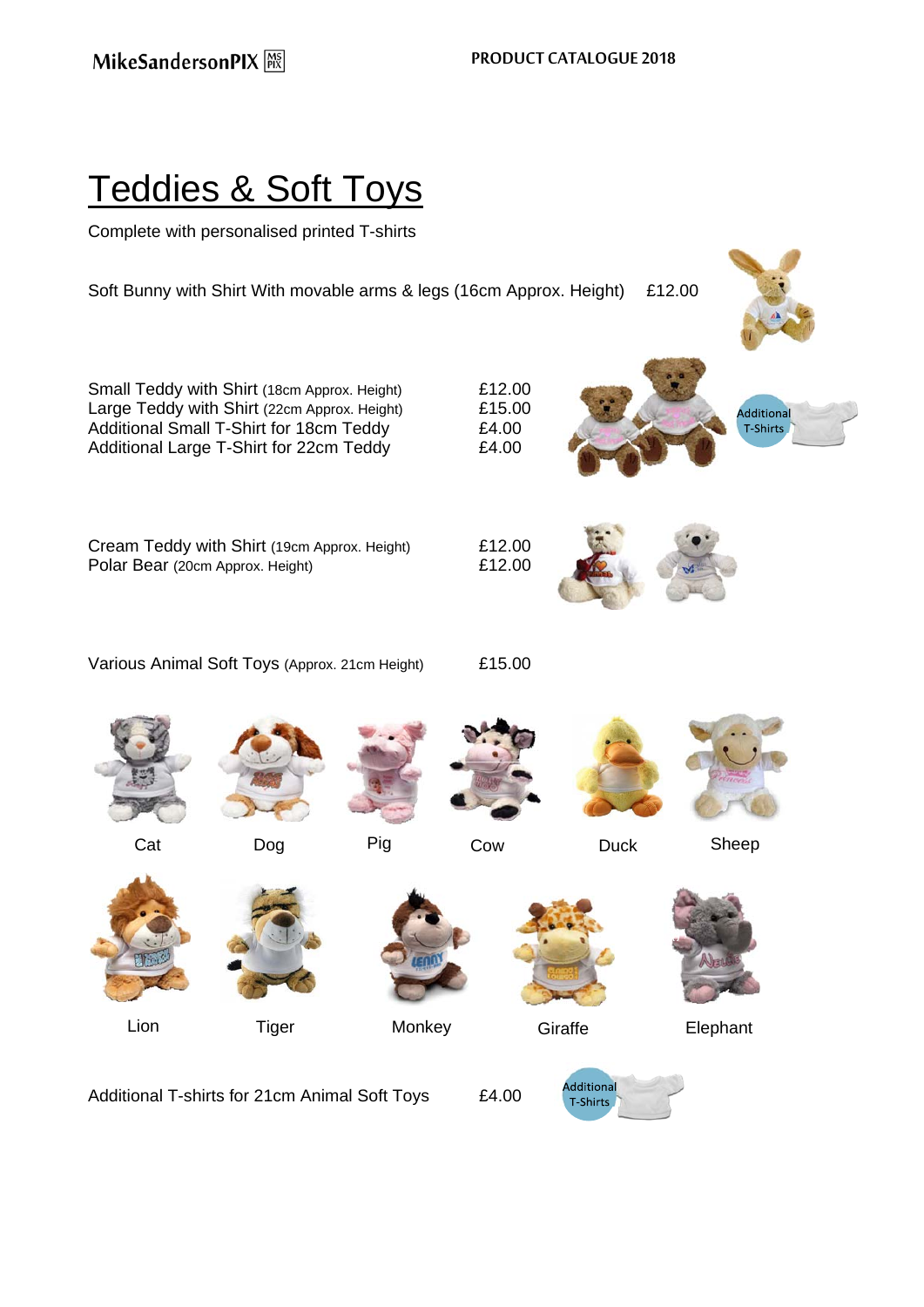# Teddies & Soft Toys

Complete with personalised printed T-shirts

Soft Bunny with Shirt With movable arms & legs (16cm Approx. Height) £12.00

| | |
|---|---|
| Small Teddy with Shirt (18cm Approx. Height) | £12.00 |
| Large Teddy with Shirt (22cm Approx. Height) | £15.00 |
| Additional Small T-Shirt for 18cm Teddy | £4.00 |
| Additional Large T-Shirt for 22cm Teddy | £4.00 |

Additional T-Shirts

| | |
|---|---|
| Cream Teddy with Shirt (19cm Approx. Height) | £12.00 |
| Polar Bear (20cm Approx. Height) | £12.00 |

Various Animal Soft Toys (Approx. 21cm Height) £15.00

Cat

Dog

Pig

Cow

Duck

Sheep

Lion

Tiger

Monkey

Giraffe

Elephant

Additional T-shirts for 21cm Animal Soft Toys £4.00

Additional T-Shirts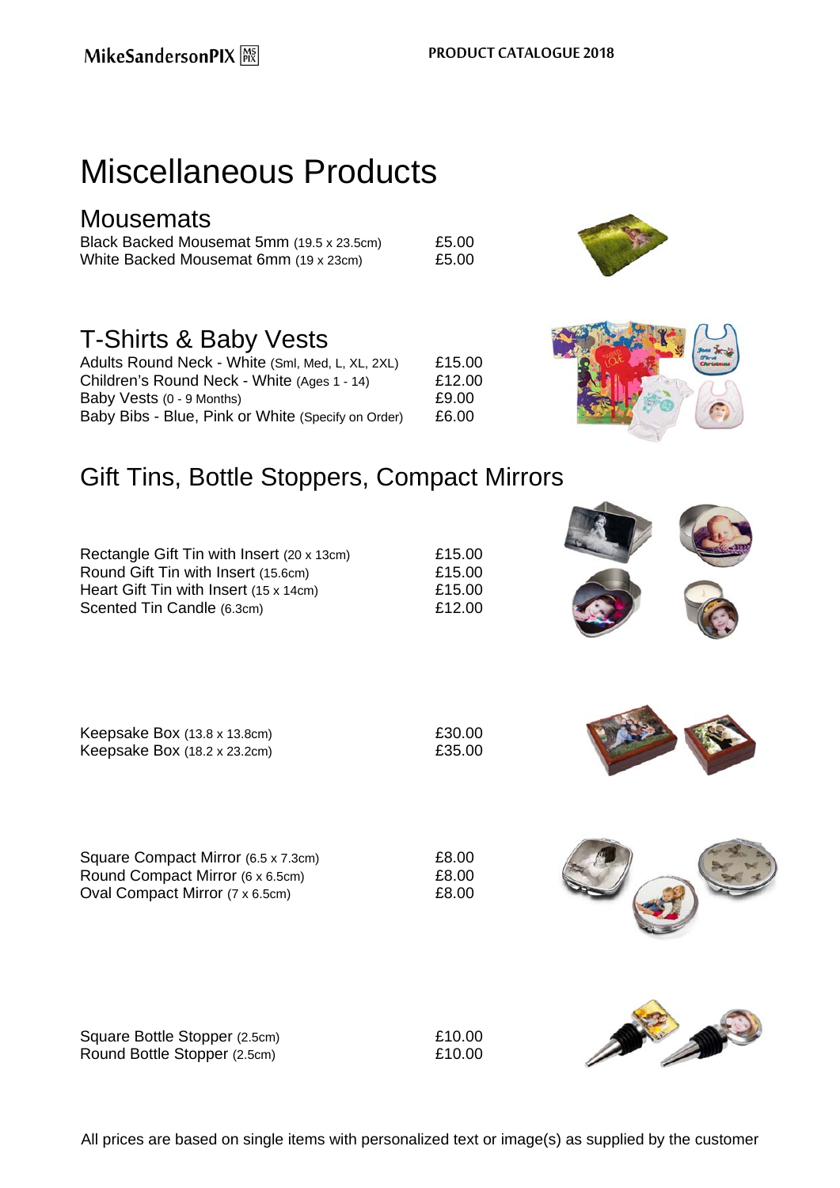# Miscellaneous Products

## Mousemats

| | |
|---|---|
| Black Backed Mousemat 5mm (19.5 x 23.5cm) | £5.00 |
| White Backed Mousemat 6mm (19 x 23cm) | £5.00 |

## T-Shirts & Baby Vests

| | |
|---|---|
| Adults Round Neck - White (Sml, Med, L, XL, 2XL) | £15.00 |
| Children's Round Neck - White (Ages 1 - 14) | £12.00 |
| Baby Vests (0 - 9 Months) | £9.00 |
| Baby Bibs - Blue, Pink or White (Specify on Order) | £6.00 |

## Gift Tins, Bottle Stoppers, Compact Mirrors

| | |
|---|---|
| Rectangle Gift Tin with Insert (20 x 13cm) | £15.00 |
| Round Gift Tin with Insert (15.6cm) | £15.00 |
| Heart Gift Tin with Insert (15 x 14cm) | £15.00 |
| Scented Tin Candle (6.3cm) | £12.00 |

| | |
|---|---|
| Keepsake Box (13.8 x 13.8cm) | £30.00 |
| Keepsake Box (18.2 x 23.2cm) | £35.00 |

| | |
|---|---|
| Square Compact Mirror (6.5 x 7.3cm) | £8.00 |
| Round Compact Mirror (6 x 6.5cm) | £8.00 |
| Oval Compact Mirror (7 x 6.5cm) | £8.00 |

| | |
|---|---|
| Square Bottle Stopper (2.5cm) | £10.00 |
| Round Bottle Stopper (2.5cm) | £10.00 |

All prices are based on single items with personalized text or image(s) as supplied by the customer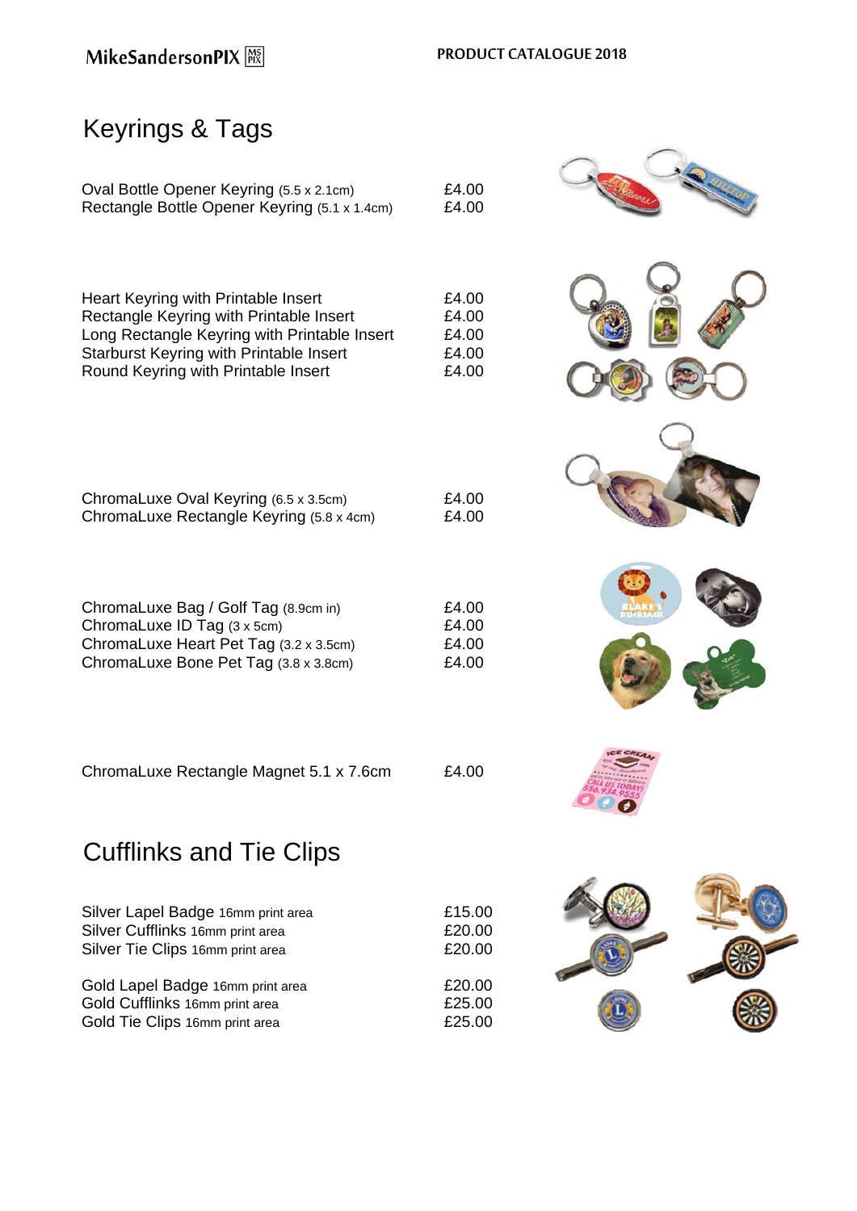# Keyrings & Tags

| | |
|---|---|
| Oval Bottle Opener Keyring (5.5 x 2.1cm) | £4.00 |
| Rectangle Bottle Opener Keyring (5.1 x 1.4cm) | £4.00 |
| Heart Keyring with Printable Insert | £4.00 |
| Rectangle Keyring with Printable Insert | £4.00 |
| Long Rectangle Keyring with Printable Insert | £4.00 |
| Starburst Keyring with Printable Insert | £4.00 |
| Round Keyring with Printable Insert | £4.00 |
| ChromaLuxe Oval Keyring (6.5 x 3.5cm) | £4.00 |
| ChromaLuxe Rectangle Keyring (5.8 x 4cm) | £4.00 |
| ChromaLuxe Bag / Golf Tag (8.9cm in) | £4.00 |
| ChromaLuxe ID Tag (3 x 5cm) | £4.00 |
| ChromaLuxe Heart Pet Tag (3.2 x 3.5cm) | £4.00 |
| ChromaLuxe Bone Pet Tag (3.8 x 3.8cm) | £4.00 |
| ChromaLuxe Rectangle Magnet 5.1 x 7.6cm | £4.00 |

# Cufflinks and Tie Clips

| | |
|---|---|
| Silver Lapel Badge 16mm print area | £15.00 |
| Silver Cufflinks 16mm print area | £20.00 |
| Silver Tie Clips 16mm print area | £20.00 |
| Gold Lapel Badge 16mm print area | £20.00 |
| Gold Cufflinks 16mm print area | £25.00 |
| Gold Tie Clips 16mm print area | £25.00 |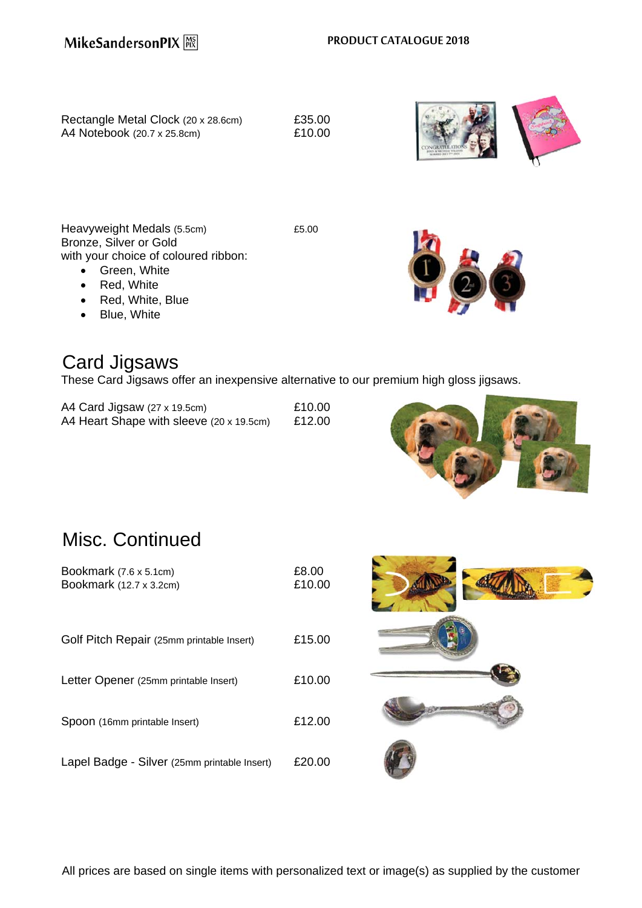| | |
|---|---|
| Rectangle Metal Clock (20 x 28.6cm) | £35.00 |
| A4 Notebook (20.7 x 25.8cm) | £10.00 |

| | |
|---|---|
| Heavyweight Medals (5.5cm) | £5.00 |

Bronze, Silver or Gold
with your choice of coloured ribbon:

- Green, White
- Red, White
- Red, White, Blue
- Blue, White

## Card Jigsaws

These Card Jigsaws offer an inexpensive alternative to our premium high gloss jigsaws.

| | |
|---|---|
| A4 Card Jigsaw (27 x 19.5cm) | £10.00 |
| A4 Heart Shape with sleeve (20 x 19.5cm) | £12.00 |

## Misc. Continued

| | |
|---|---|
| Bookmark (7.6 x 5.1cm) | £8.00 |
| Bookmark (12.7 x 3.2cm) | £10.00 |
| Golf Pitch Repair (25mm printable Insert) | £15.00 |
| Letter Opener (25mm printable Insert) | £10.00 |
| Spoon (16mm printable Insert) | £12.00 |
| Lapel Badge - Silver (25mm printable Insert) | £20.00 |

All prices are based on single items with personalized text or image(s) as supplied by the customer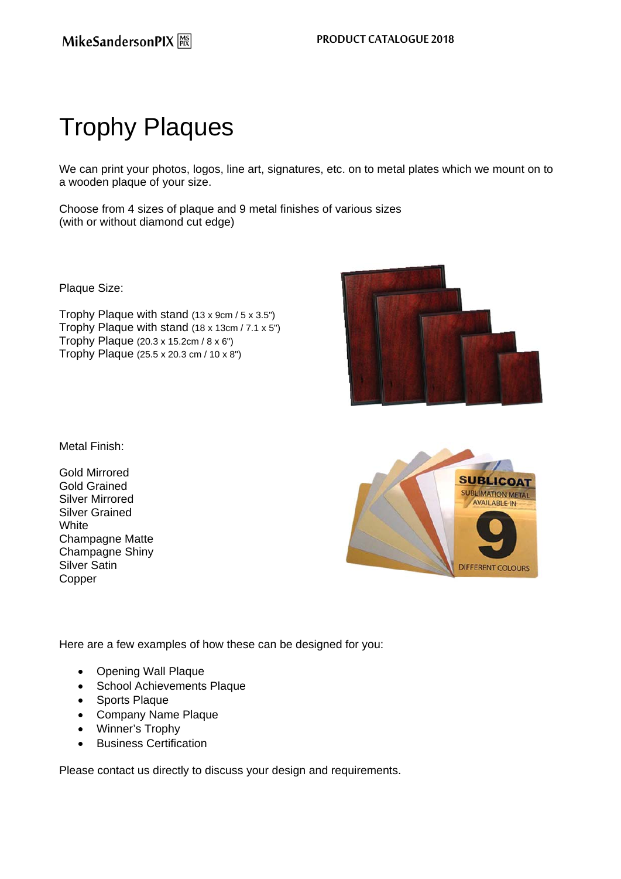# Trophy Plaques

We can print your photos, logos, line art, signatures, etc. on to metal plates which we mount on to a wooden plaque of your size.

Choose from 4 sizes of plaque and 9 metal finishes of various sizes
(with or without diamond cut edge)

Plaque Size:

Trophy Plaque with stand (13 x 9cm / 5 x 3.5")
Trophy Plaque with stand (18 x 13cm / 7.1 x 5")
Trophy Plaque (20.3 x 15.2cm / 8 x 6")
Trophy Plaque (25.5 x 20.3 cm / 10 x 8")

Metal Finish:

Gold Mirrored
Gold Grained
Silver Mirrored
Silver Grained
White
Champagne Matte
Champagne Shiny
Silver Satin
Copper

Here are a few examples of how these can be designed for you:

- Opening Wall Plaque
- School Achievements Plaque
- Sports Plaque
- Company Name Plaque
- Winner's Trophy
- Business Certification

Please contact us directly to discuss your design and requirements.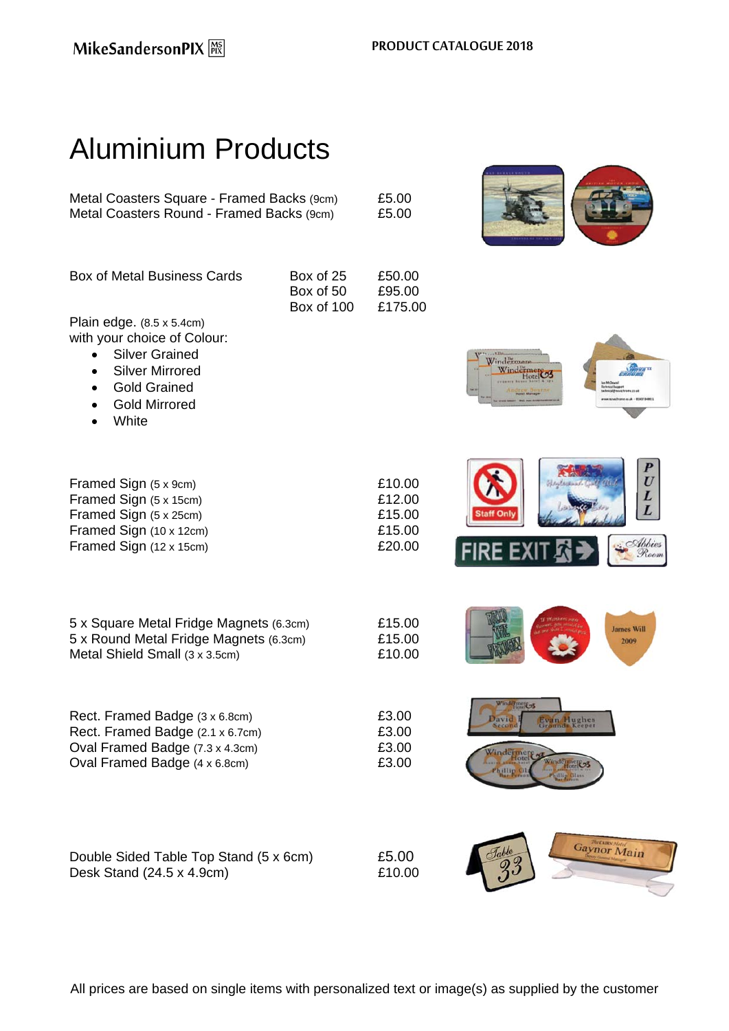# Aluminium Products

| | | |
|---|---|---|
| Metal Coasters Square - Framed Backs (9cm) | | £5.00 |
| Metal Coasters Round - Framed Backs (9cm) | | £5.00 |
| Box of Metal Business Cards | Box of 25 | £50.00 |
| | Box of 50 | £95.00 |
| | Box of 100 | £175.00 |

Plain edge. (8.5 x 5.4cm)
with your choice of Colour:

- Silver Grained
- Silver Mirrored
- Gold Grained
- Gold Mirrored
- White

| | |
|---|---|
| Framed Sign (5 x 9cm) | £10.00 |
| Framed Sign (5 x 15cm) | £12.00 |
| Framed Sign (5 x 25cm) | £15.00 |
| Framed Sign (10 x 12cm) | £15.00 |
| Framed Sign (12 x 15cm) | £20.00 |
| 5 x Square Metal Fridge Magnets (6.3cm) | £15.00 |
| 5 x Round Metal Fridge Magnets (6.3cm) | £15.00 |
| Metal Shield Small (3 x 3.5cm) | £10.00 |
| Rect. Framed Badge (3 x 6.8cm) | £3.00 |
| Rect. Framed Badge (2.1 x 6.7cm) | £3.00 |
| Oval Framed Badge (7.3 x 4.3cm) | £3.00 |
| Oval Framed Badge (4 x 6.8cm) | £3.00 |
| Double Sided Table Top Stand (5 x 6cm) | £5.00 |
| Desk Stand (24.5 x 4.9cm) | £10.00 |

All prices are based on single items with personalized text or image(s) as supplied by the customer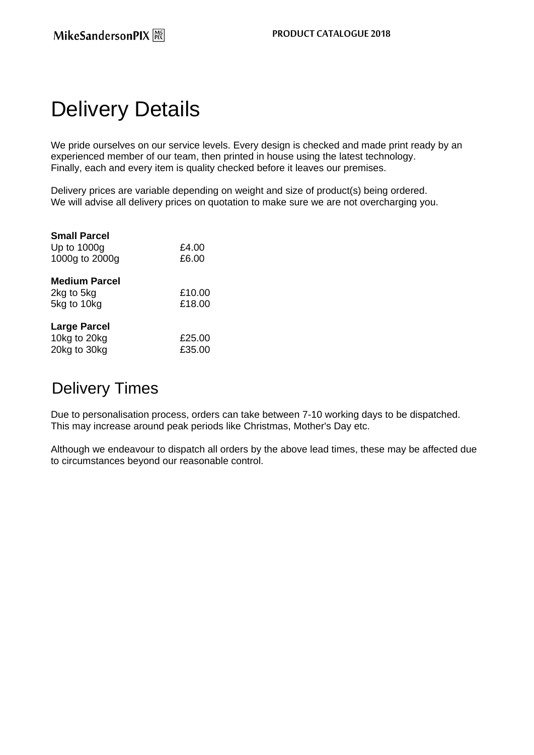# Delivery Details

We pride ourselves on our service levels. Every design is checked and made print ready by an experienced member of our team, then printed in house using the latest technology.
Finally, each and every item is quality checked before it leaves our premises.

Delivery prices are variable depending on weight and size of product(s) being ordered.
We will advise all delivery prices on quotation to make sure we are not overcharging you.

**Small Parcel**

| | |
|---|---|
| Up to 1000g | £4.00 |
| 1000g to 2000g | £6.00 |

**Medium Parcel**

| | |
|---|---|
| 2kg to 5kg | £10.00 |
| 5kg to 10kg | £18.00 |

**Large Parcel**

| | |
|---|---|
| 10kg to 20kg | £25.00 |
| 20kg to 30kg | £35.00 |

## Delivery Times

Due to personalisation process, orders can take between 7-10 working days to be dispatched.
This may increase around peak periods like Christmas, Mother's Day etc.

Although we endeavour to dispatch all orders by the above lead times, these may be affected due to circumstances beyond our reasonable control.